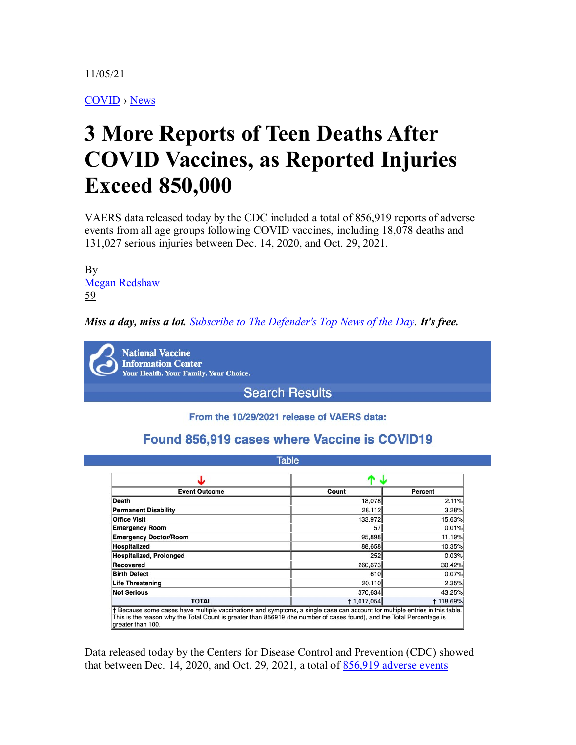11/05/21

COVID › News

# 3 More Reports of Teen Deaths After COVID Vaccines, as Reported Injuries Exceed 850,000

VAERS data released today by the CDC included a total of 856,919 reports of adverse events from all age groups following COVID vaccines, including 18,078 deaths and 131,027 serious injuries between Dec. 14, 2020, and Oct. 29, 2021.

By
Megan Redshaw
59

***Miss a day, miss a lot.*** *Subscribe to The Defender's Top News of the Day.* ***It's free.***

**National Vaccine Information Center**
**Your Health. Your Family. Your Choice.**

## Search Results

**From the 10/29/2021 release of VAERS data:**

### Found 856,919 cases where Vaccine is COVID19

**Table**

| Event Outcome | Count | Percent |
|---|---|---|
| Death | 18,078 | 2.11% |
| Permanent Disability | 28,112 | 3.28% |
| Office Visit | 133,972 | 15.63% |
| Emergency Room | 57 | 0.01% |
| Emergency Doctor/Room | 95,898 | 11.19% |
| Hospitalized | 88,658 | 10.35% |
| Hospitalized, Prolonged | 252 | 0.03% |
| Recovered | 260,673 | 30.42% |
| Birth Defect | 610 | 0.07% |
| Life Threatening | 20,110 | 2.35% |
| Not Serious | 370,634 | 43.25% |
| TOTAL | † 1,017,054 | † 118.69% |

† Because some cases have multiple vaccinations and symptoms, a single case can account for multiple entries in this table. This is the reason why the Total Count is greater than 856919 (the number of cases found), and the Total Percentage is greater than 100.

Data released today by the Centers for Disease Control and Prevention (CDC) showed that between Dec. 14, 2020, and Oct. 29, 2021, a total of 856,919 adverse events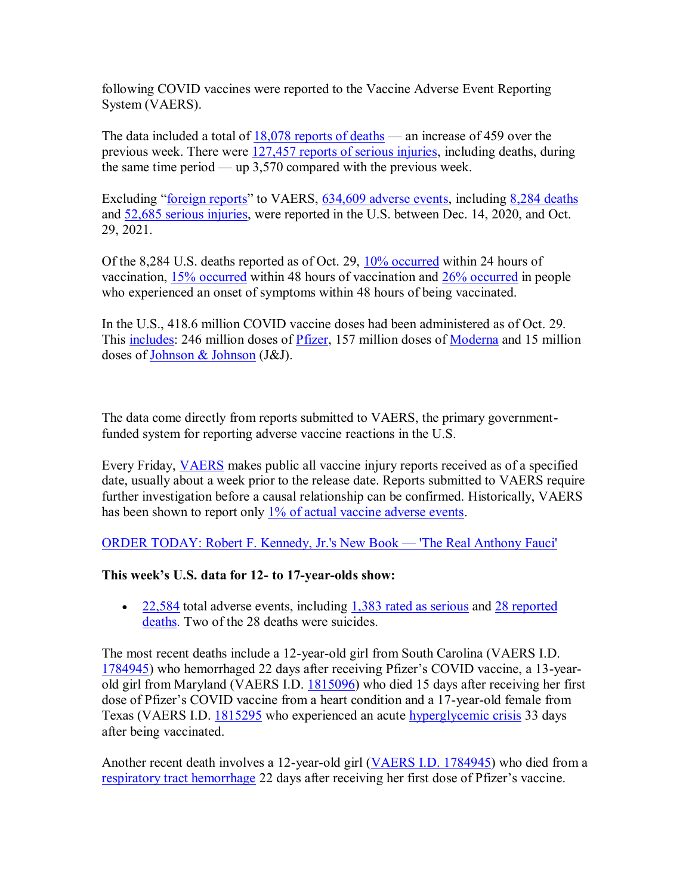following COVID vaccines were reported to the Vaccine Adverse Event Reporting System (VAERS).

The data included a total of 18,078 reports of deaths — an increase of 459 over the previous week. There were 127,457 reports of serious injuries, including deaths, during the same time period — up 3,570 compared with the previous week.

Excluding "foreign reports" to VAERS, 634,609 adverse events, including 8,284 deaths and 52,685 serious injuries, were reported in the U.S. between Dec. 14, 2020, and Oct. 29, 2021.

Of the 8,284 U.S. deaths reported as of Oct. 29, 10% occurred within 24 hours of vaccination, 15% occurred within 48 hours of vaccination and 26% occurred in people who experienced an onset of symptoms within 48 hours of being vaccinated.

In the U.S., 418.6 million COVID vaccine doses had been administered as of Oct. 29. This includes: 246 million doses of Pfizer, 157 million doses of Moderna and 15 million doses of Johnson & Johnson (J&J).

The data come directly from reports submitted to VAERS, the primary government-funded system for reporting adverse vaccine reactions in the U.S.

Every Friday, VAERS makes public all vaccine injury reports received as of a specified date, usually about a week prior to the release date. Reports submitted to VAERS require further investigation before a causal relationship can be confirmed. Historically, VAERS has been shown to report only 1% of actual vaccine adverse events.

ORDER TODAY: Robert F. Kennedy, Jr.'s New Book — 'The Real Anthony Fauci'

**This week's U.S. data for 12- to 17-year-olds show:**

- 22,584 total adverse events, including 1,383 rated as serious and 28 reported deaths. Two of the 28 deaths were suicides.

The most recent deaths include a 12-year-old girl from South Carolina (VAERS I.D. 1784945) who hemorrhaged 22 days after receiving Pfizer's COVID vaccine, a 13-year-old girl from Maryland (VAERS I.D. 1815096) who died 15 days after receiving her first dose of Pfizer's COVID vaccine from a heart condition and a 17-year-old female from Texas (VAERS I.D. 1815295 who experienced an acute hyperglycemic crisis 33 days after being vaccinated.

Another recent death involves a 12-year-old girl (VAERS I.D. 1784945) who died from a respiratory tract hemorrhage 22 days after receiving her first dose of Pfizer's vaccine.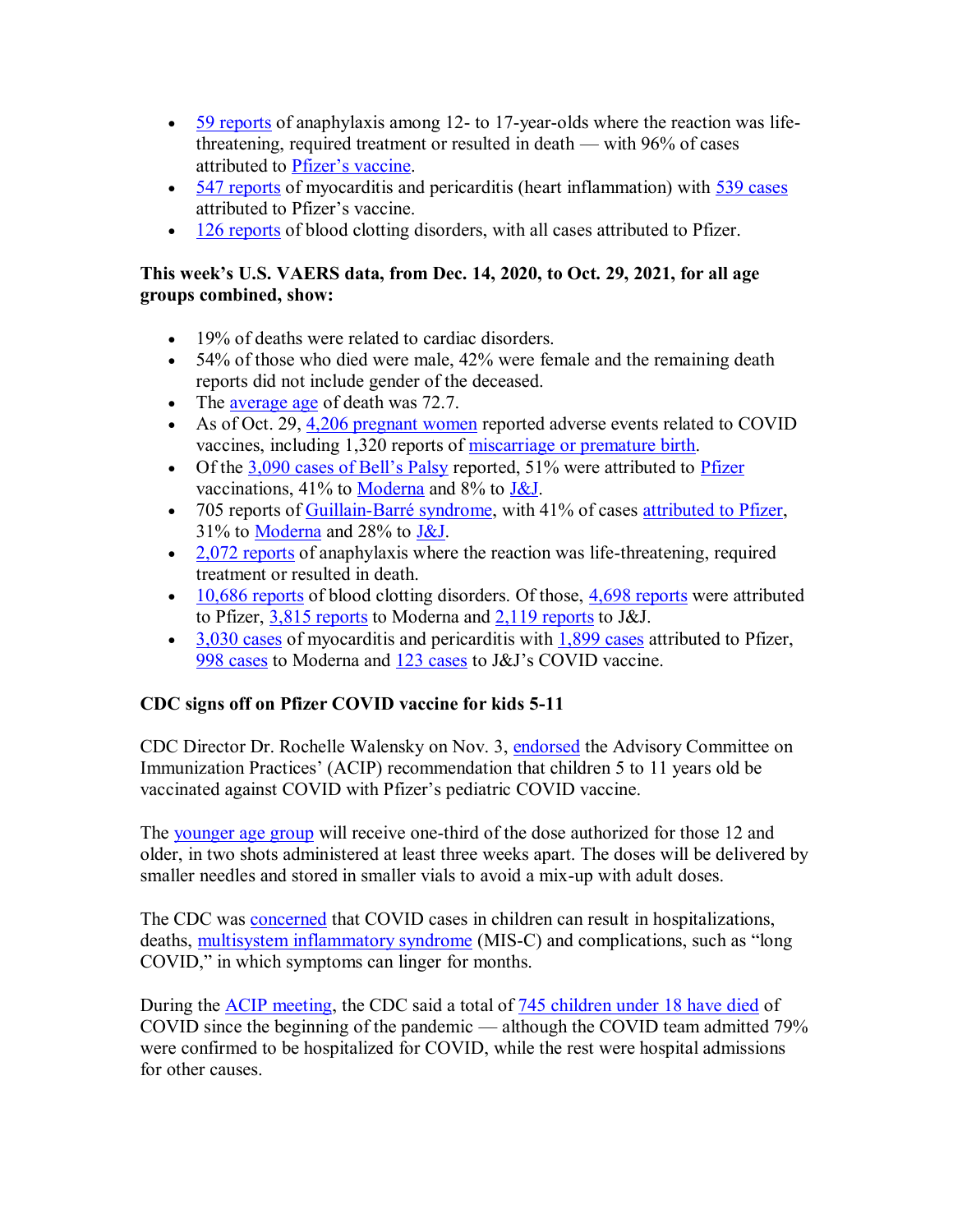- 59 reports of anaphylaxis among 12- to 17-year-olds where the reaction was life-threatening, required treatment or resulted in death — with 96% of cases attributed to Pfizer's vaccine.
- 547 reports of myocarditis and pericarditis (heart inflammation) with 539 cases attributed to Pfizer's vaccine.
- 126 reports of blood clotting disorders, with all cases attributed to Pfizer.

**This week's U.S. VAERS data, from Dec. 14, 2020, to Oct. 29, 2021, for all age groups combined, show:**

- 19% of deaths were related to cardiac disorders.
- 54% of those who died were male, 42% were female and the remaining death reports did not include gender of the deceased.
- The average age of death was 72.7.
- As of Oct. 29, 4,206 pregnant women reported adverse events related to COVID vaccines, including 1,320 reports of miscarriage or premature birth.
- Of the 3,090 cases of Bell's Palsy reported, 51% were attributed to Pfizer vaccinations, 41% to Moderna and 8% to J&J.
- 705 reports of Guillain-Barré syndrome, with 41% of cases attributed to Pfizer, 31% to Moderna and 28% to J&J.
- 2,072 reports of anaphylaxis where the reaction was life-threatening, required treatment or resulted in death.
- 10,686 reports of blood clotting disorders. Of those, 4,698 reports were attributed to Pfizer, 3,815 reports to Moderna and 2,119 reports to J&J.
- 3,030 cases of myocarditis and pericarditis with 1,899 cases attributed to Pfizer, 998 cases to Moderna and 123 cases to J&J's COVID vaccine.

**CDC signs off on Pfizer COVID vaccine for kids 5-11**

CDC Director Dr. Rochelle Walensky on Nov. 3, endorsed the Advisory Committee on Immunization Practices' (ACIP) recommendation that children 5 to 11 years old be vaccinated against COVID with Pfizer's pediatric COVID vaccine.

The younger age group will receive one-third of the dose authorized for those 12 and older, in two shots administered at least three weeks apart. The doses will be delivered by smaller needles and stored in smaller vials to avoid a mix-up with adult doses.

The CDC was concerned that COVID cases in children can result in hospitalizations, deaths, multisystem inflammatory syndrome (MIS-C) and complications, such as "long COVID," in which symptoms can linger for months.

During the ACIP meeting, the CDC said a total of 745 children under 18 have died of COVID since the beginning of the pandemic — although the COVID team admitted 79% were confirmed to be hospitalized for COVID, while the rest were hospital admissions for other causes.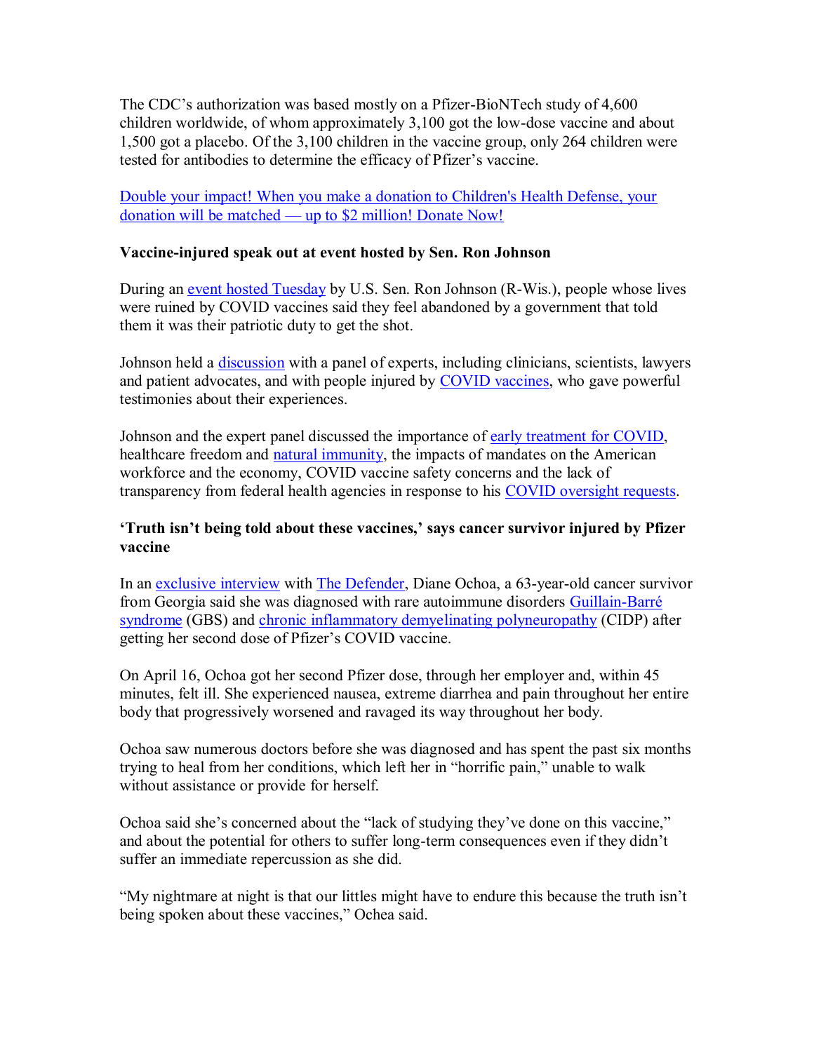The CDC's authorization was based mostly on a Pfizer-BioNTech study of 4,600 children worldwide, of whom approximately 3,100 got the low-dose vaccine and about 1,500 got a placebo. Of the 3,100 children in the vaccine group, only 264 children were tested for antibodies to determine the efficacy of Pfizer's vaccine.

Double your impact! When you make a donation to Children's Health Defense, your donation will be matched — up to $2 million! Donate Now!

**Vaccine-injured speak out at event hosted by Sen. Ron Johnson**

During an event hosted Tuesday by U.S. Sen. Ron Johnson (R-Wis.), people whose lives were ruined by COVID vaccines said they feel abandoned by a government that told them it was their patriotic duty to get the shot.

Johnson held a discussion with a panel of experts, including clinicians, scientists, lawyers and patient advocates, and with people injured by COVID vaccines, who gave powerful testimonies about their experiences.

Johnson and the expert panel discussed the importance of early treatment for COVID, healthcare freedom and natural immunity, the impacts of mandates on the American workforce and the economy, COVID vaccine safety concerns and the lack of transparency from federal health agencies in response to his COVID oversight requests.

**'Truth isn't being told about these vaccines,' says cancer survivor injured by Pfizer vaccine**

In an exclusive interview with The Defender, Diane Ochoa, a 63-year-old cancer survivor from Georgia said she was diagnosed with rare autoimmune disorders Guillain-Barré syndrome (GBS) and chronic inflammatory demyelinating polyneuropathy (CIDP) after getting her second dose of Pfizer's COVID vaccine.

On April 16, Ochoa got her second Pfizer dose, through her employer and, within 45 minutes, felt ill. She experienced nausea, extreme diarrhea and pain throughout her entire body that progressively worsened and ravaged its way throughout her body.

Ochoa saw numerous doctors before she was diagnosed and has spent the past six months trying to heal from her conditions, which left her in "horrific pain," unable to walk without assistance or provide for herself.

Ochoa said she's concerned about the "lack of studying they've done on this vaccine," and about the potential for others to suffer long-term consequences even if they didn't suffer an immediate repercussion as she did.

"My nightmare at night is that our littles might have to endure this because the truth isn't being spoken about these vaccines," Ochea said.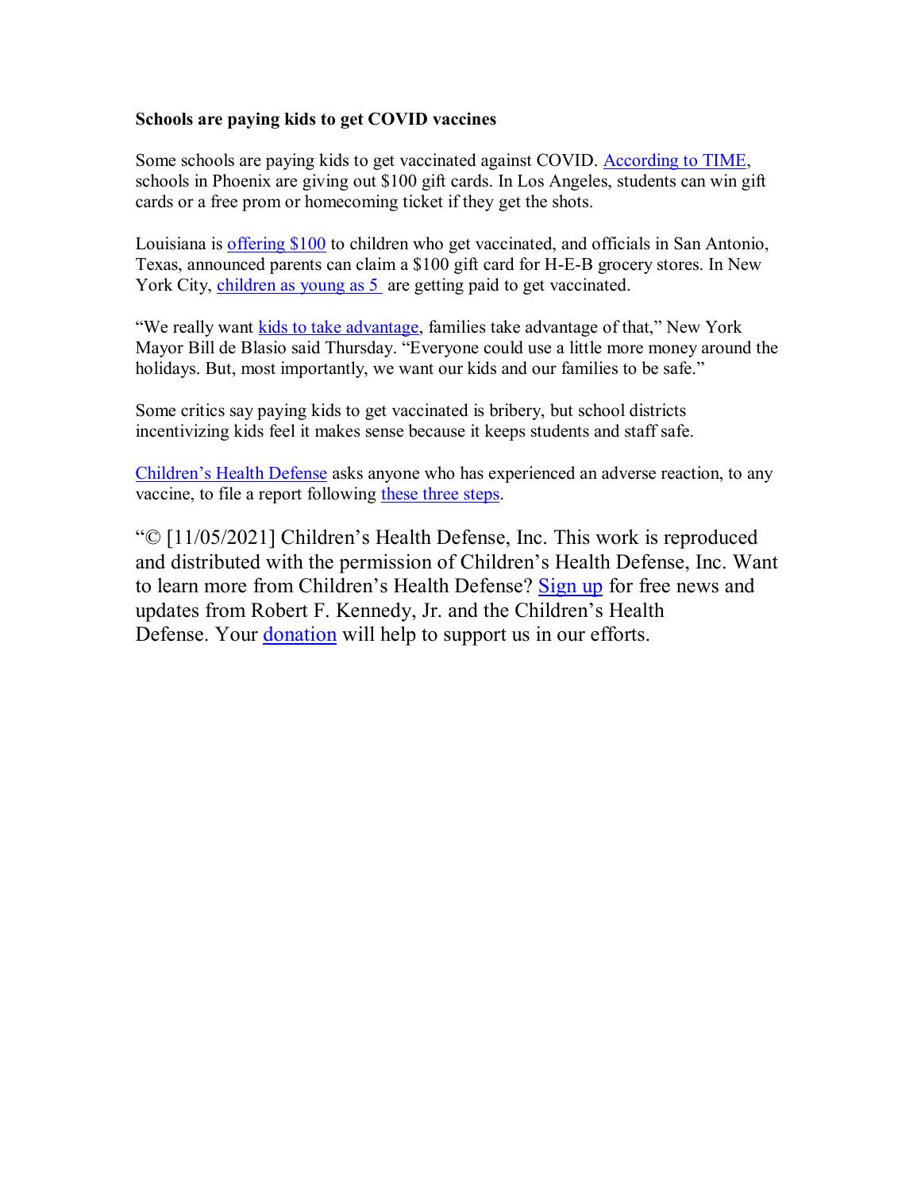**Schools are paying kids to get COVID vaccines**

Some schools are paying kids to get vaccinated against COVID. According to TIME, schools in Phoenix are giving out $100 gift cards. In Los Angeles, students can win gift cards or a free prom or homecoming ticket if they get the shots.

Louisiana is offering $100 to children who get vaccinated, and officials in San Antonio, Texas, announced parents can claim a $100 gift card for H-E-B grocery stores. In New York City, children as young as 5 are getting paid to get vaccinated.

"We really want kids to take advantage, families take advantage of that," New York Mayor Bill de Blasio said Thursday. "Everyone could use a little more money around the holidays. But, most importantly, we want our kids and our families to be safe."

Some critics say paying kids to get vaccinated is bribery, but school districts incentivizing kids feel it makes sense because it keeps students and staff safe.

Children's Health Defense asks anyone who has experienced an adverse reaction, to any vaccine, to file a report following these three steps.

"© [11/05/2021] Children's Health Defense, Inc. This work is reproduced and distributed with the permission of Children's Health Defense, Inc. Want to learn more from Children's Health Defense? Sign up for free news and updates from Robert F. Kennedy, Jr. and the Children's Health Defense. Your donation will help to support us in our efforts.